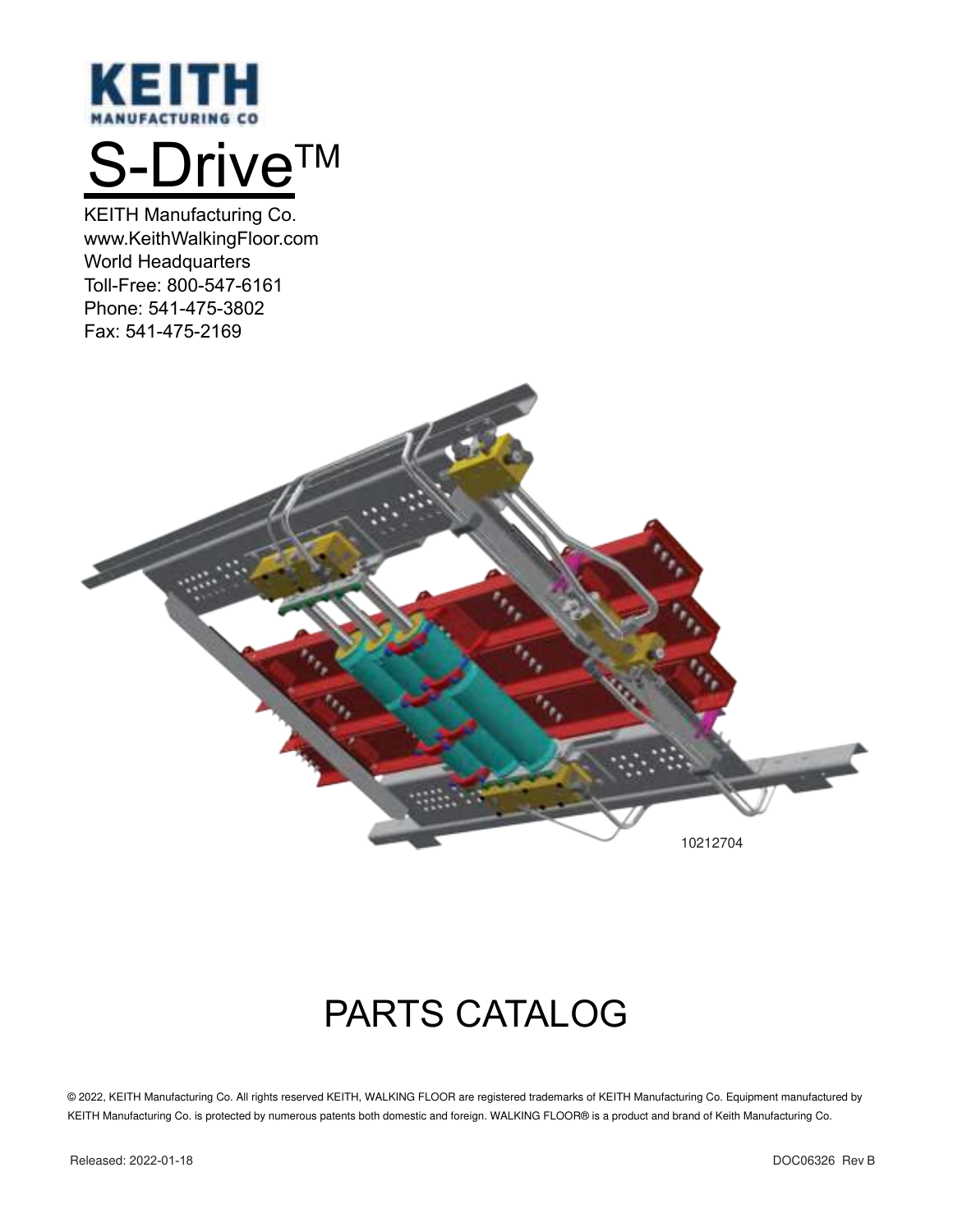KEITH
MANUFACTURING CO

# S-Drive™

KEITH Manufacturing Co.
www.KeithWalkingFloor.com
World Headquarters
Toll-Free: 800-547-6161
Phone: 541-475-3802
Fax: 541-475-2169

10212704

# PARTS CATALOG

© 2022, KEITH Manufacturing Co. All rights reserved KEITH, WALKING FLOOR are registered trademarks of KEITH Manufacturing Co. Equipment manufactured by KEITH Manufacturing Co. is protected by numerous patents both domestic and foreign. WALKING FLOOR® is a product and brand of Keith Manufacturing Co.

Released: 2022-01-18

DOC06326 Rev B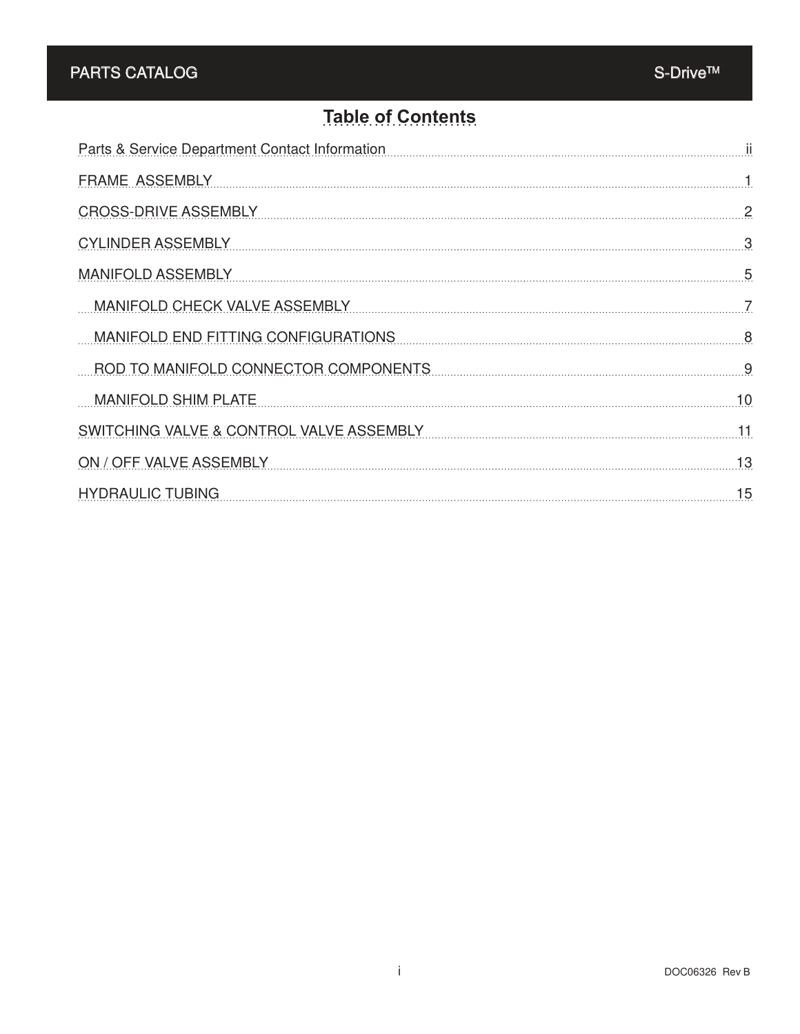# Table of Contents

| | |
|---|---|
| Parts & Service Department Contact Information | ii |
| FRAME ASSEMBLY | 1 |
| CROSS-DRIVE ASSEMBLY | 2 |
| CYLINDER ASSEMBLY | 3 |
| MANIFOLD ASSEMBLY | 5 |
| MANIFOLD CHECK VALVE ASSEMBLY | 7 |
| MANIFOLD END FITTING CONFIGURATIONS | 8 |
| ROD TO MANIFOLD CONNECTOR COMPONENTS | 9 |
| MANIFOLD SHIM PLATE | 10 |
| SWITCHING VALVE & CONTROL VALVE ASSEMBLY | 11 |
| ON / OFF VALVE ASSEMBLY | 13 |
| HYDRAULIC TUBING | 15 |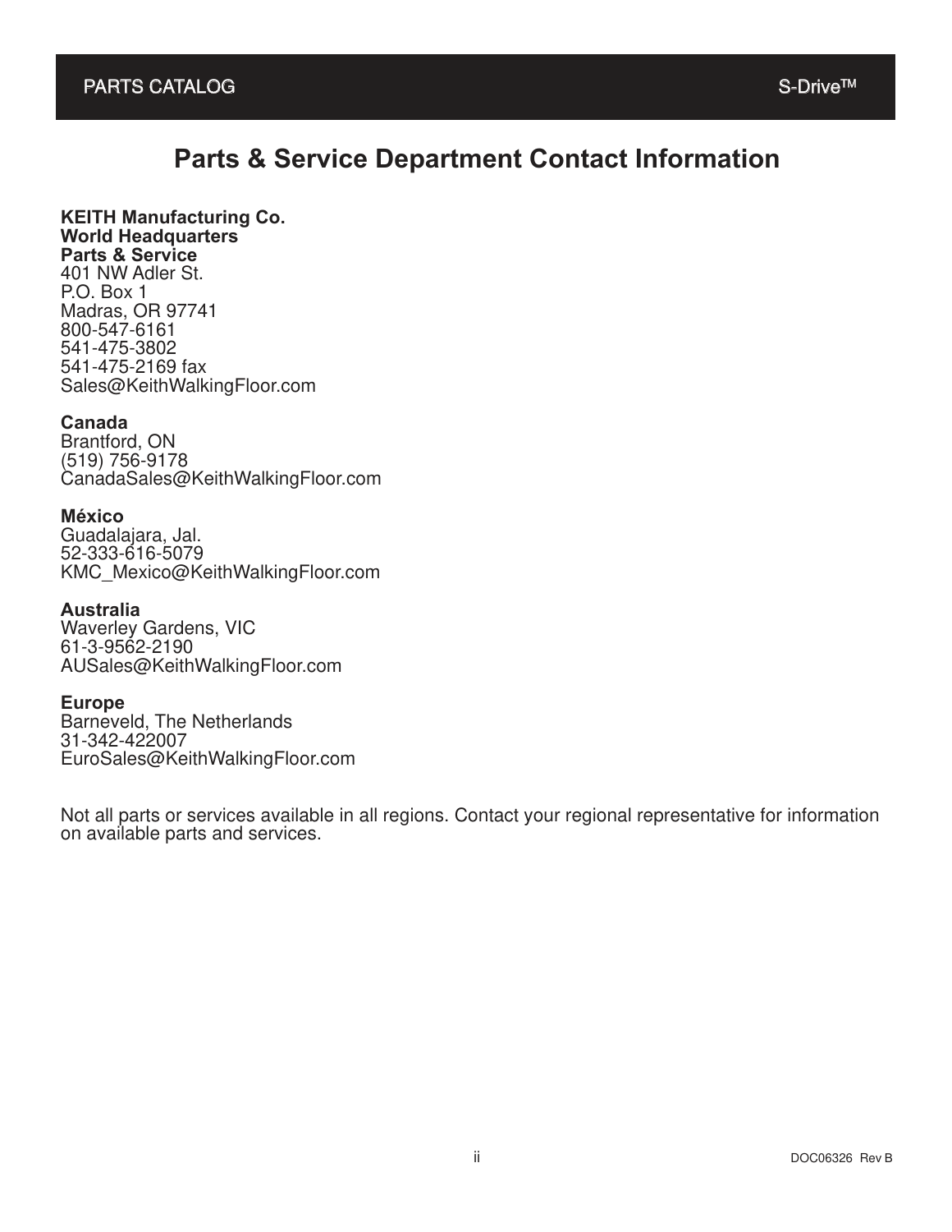# Parts & Service Department Contact Information

**KEITH Manufacturing Co.**
**World Headquarters**
**Parts & Service**
401 NW Adler St.
P.O. Box 1
Madras, OR 97741
800-547-6161
541-475-3802
541-475-2169 fax
Sales@KeithWalkingFloor.com

**Canada**
Brantford, ON
(519) 756-9178
CanadaSales@KeithWalkingFloor.com

**México**
Guadalajara, Jal.
52-333-616-5079
KMC_Mexico@KeithWalkingFloor.com

**Australia**
Waverley Gardens, VIC
61-3-9562-2190
AUSales@KeithWalkingFloor.com

**Europe**
Barneveld, The Netherlands
31-342-422007
EuroSales@KeithWalkingFloor.com

Not all parts or services available in all regions. Contact your regional representative for information on available parts and services.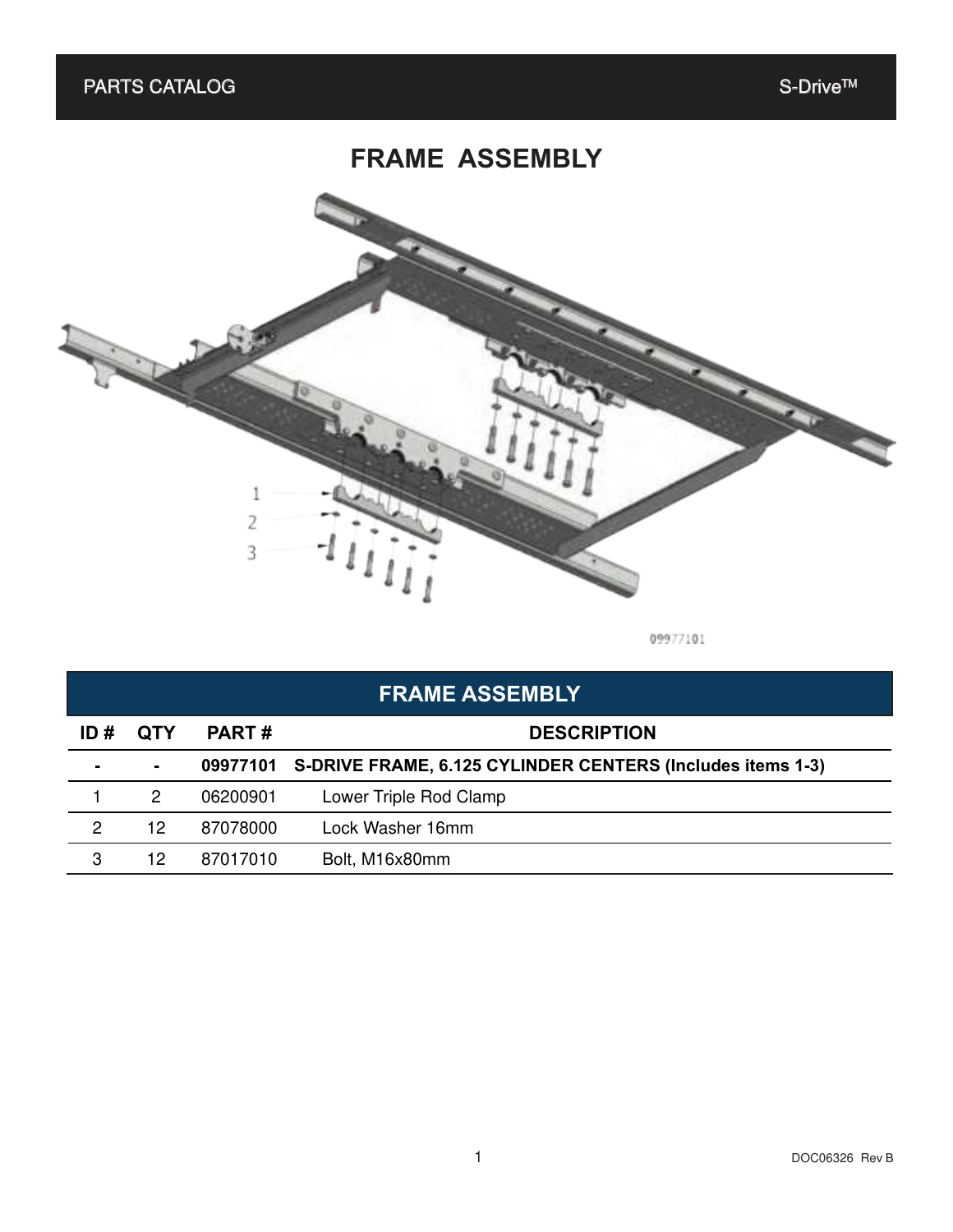# FRAME ASSEMBLY

| FRAME ASSEMBLY | | | |
|---|---|---|---|
| **ID #** | **QTY** | **PART #** | **DESCRIPTION** |
| **-** | **-** | **09977101** | **S-DRIVE FRAME, 6.125 CYLINDER CENTERS (Includes items 1-3)** |
| 1 | 2 | 06200901 | Lower Triple Rod Clamp |
| 2 | 12 | 87078000 | Lock Washer 16mm |
| 3 | 12 | 87017010 | Bolt, M16x80mm |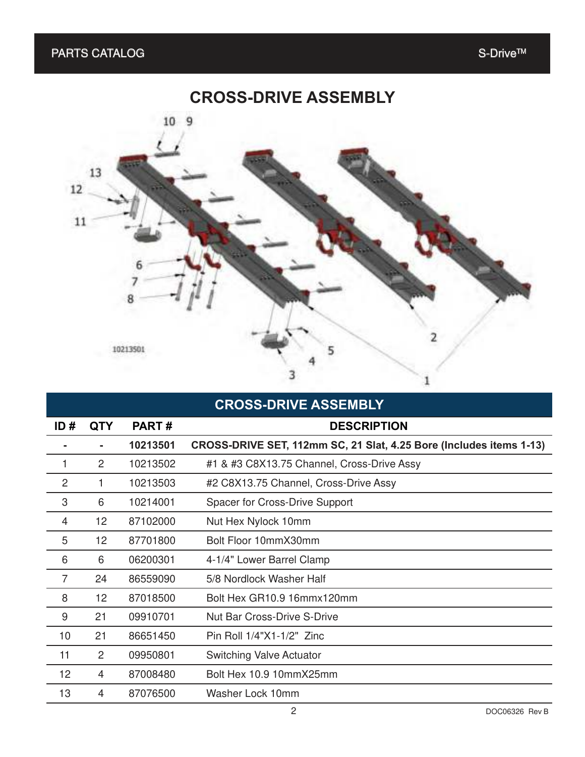# CROSS-DRIVE ASSEMBLY

| CROSS-DRIVE ASSEMBLY | | | |
|---|---|---|---|
| **ID #** | **QTY** | **PART #** | **DESCRIPTION** |
| - | - | **10213501** | **CROSS-DRIVE SET, 112mm SC, 21 Slat, 4.25 Bore (Includes items 1-13)** |
| 1 | 2 | 10213502 | #1 & #3 C8X13.75 Channel, Cross-Drive Assy |
| 2 | 1 | 10213503 | #2 C8X13.75 Channel, Cross-Drive Assy |
| 3 | 6 | 10214001 | Spacer for Cross-Drive Support |
| 4 | 12 | 87102000 | Nut Hex Nylock 10mm |
| 5 | 12 | 87701800 | Bolt Floor 10mmX30mm |
| 6 | 6 | 06200301 | 4-1/4" Lower Barrel Clamp |
| 7 | 24 | 86559090 | 5/8 Nordlock Washer Half |
| 8 | 12 | 87018500 | Bolt Hex GR10.9 16mmx120mm |
| 9 | 21 | 09910701 | Nut Bar Cross-Drive S-Drive |
| 10 | 21 | 86651450 | Pin Roll 1/4"X1-1/2" Zinc |
| 11 | 2 | 09950801 | Switching Valve Actuator |
| 12 | 4 | 87008480 | Bolt Hex 10.9 10mmX25mm |
| 13 | 4 | 87076500 | Washer Lock 10mm |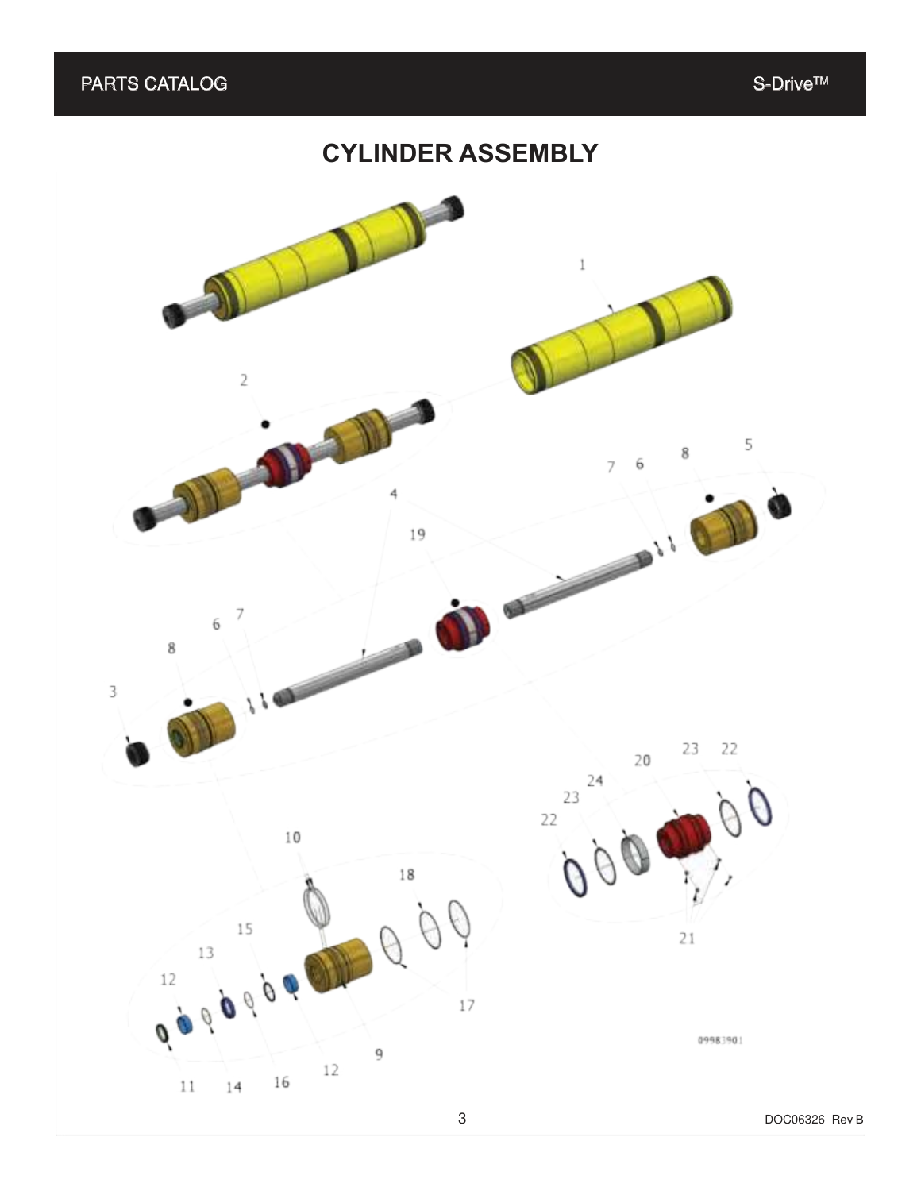# CYLINDER ASSEMBLY

1

2

7 6 8 5

4

19

6 7

8

3

20 23 22

24

23

22

10

18

15

13

12

17

21

09983901

12

9

11 14 16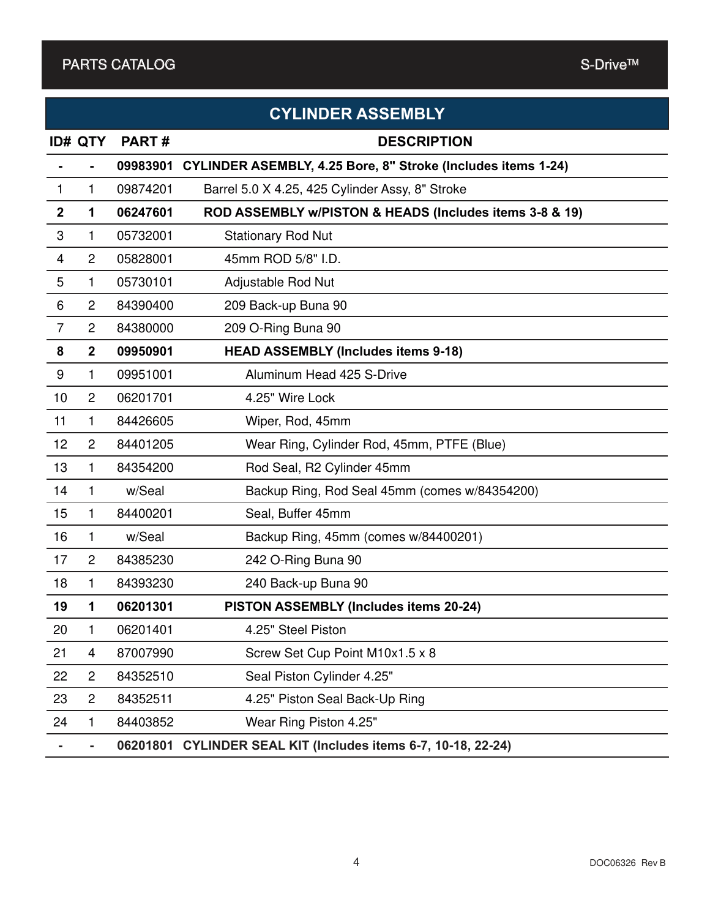## CYLINDER ASSEMBLY

| ID# | QTY | PART # | DESCRIPTION |
|---|---|---|---|
| **-** | **-** | **09983901** | **CYLINDER ASEMBLY, 4.25 Bore, 8" Stroke (Includes items 1-24)** |
| 1 | 1 | 09874201 | Barrel 5.0 X 4.25, 425 Cylinder Assy, 8" Stroke |
| **2** | **1** | **06247601** | **ROD ASSEMBLY w/PISTON & HEADS (Includes items 3-8 & 19)** |
| 3 | 1 | 05732001 | Stationary Rod Nut |
| 4 | 2 | 05828001 | 45mm ROD 5/8" I.D. |
| 5 | 1 | 05730101 | Adjustable Rod Nut |
| 6 | 2 | 84390400 | 209 Back-up Buna 90 |
| 7 | 2 | 84380000 | 209 O-Ring Buna 90 |
| **8** | **2** | **09950901** | **HEAD ASSEMBLY (Includes items 9-18)** |
| 9 | 1 | 09951001 | Aluminum Head 425 S-Drive |
| 10 | 2 | 06201701 | 4.25" Wire Lock |
| 11 | 1 | 84426605 | Wiper, Rod, 45mm |
| 12 | 2 | 84401205 | Wear Ring, Cylinder Rod, 45mm, PTFE (Blue) |
| 13 | 1 | 84354200 | Rod Seal, R2 Cylinder 45mm |
| 14 | 1 | w/Seal | Backup Ring, Rod Seal 45mm (comes w/84354200) |
| 15 | 1 | 84400201 | Seal, Buffer 45mm |
| 16 | 1 | w/Seal | Backup Ring, 45mm (comes w/84400201) |
| 17 | 2 | 84385230 | 242 O-Ring Buna 90 |
| 18 | 1 | 84393230 | 240 Back-up Buna 90 |
| **19** | **1** | **06201301** | **PISTON ASSEMBLY (Includes items 20-24)** |
| 20 | 1 | 06201401 | 4.25" Steel Piston |
| 21 | 4 | 87007990 | Screw Set Cup Point M10x1.5 x 8 |
| 22 | 2 | 84352510 | Seal Piston Cylinder 4.25" |
| 23 | 2 | 84352511 | 4.25" Piston Seal Back-Up Ring |
| 24 | 1 | 84403852 | Wear Ring Piston 4.25" |
| **-** | **-** | **06201801** | **CYLINDER SEAL KIT (Includes items 6-7, 10-18, 22-24)** |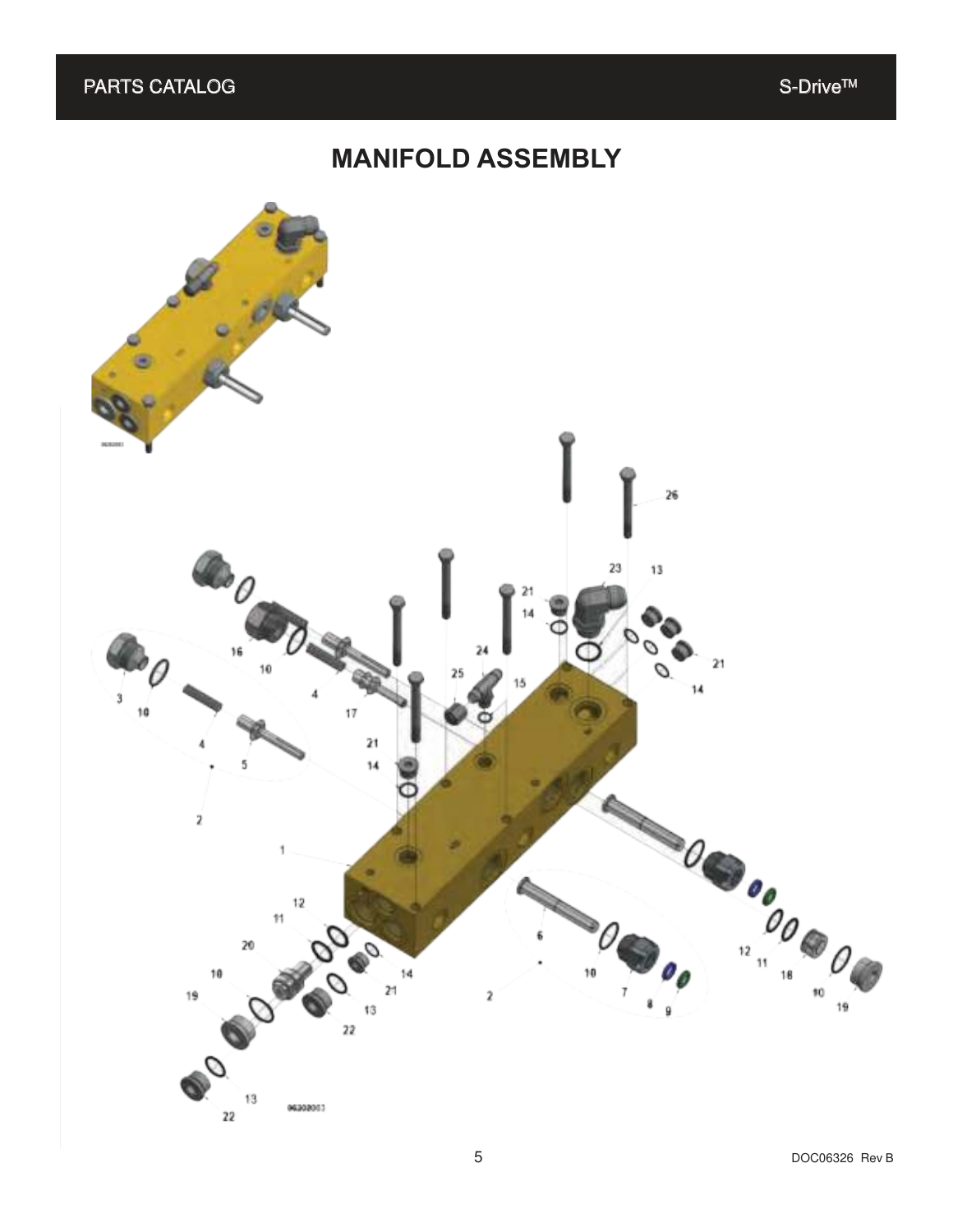# MANIFOLD ASSEMBLY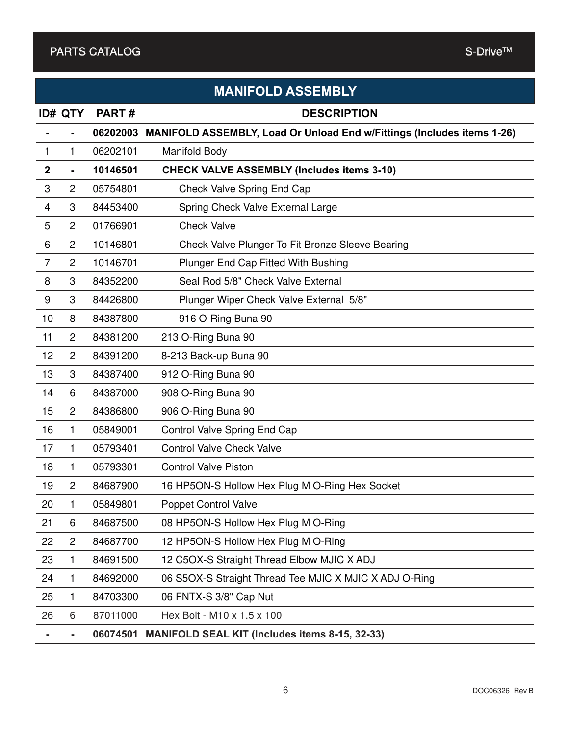## MANIFOLD ASSEMBLY

| ID# | QTY | PART # | DESCRIPTION |
|---|---|---|---|
| **-** | **-** | **06202003** | **MANIFOLD ASSEMBLY, Load Or Unload End w/Fittings (Includes items 1-26)** |
| 1 | 1 | 06202101 | Manifold Body |
| **2** | **-** | **10146501** | **CHECK VALVE ASSEMBLY (Includes items 3-10)** |
| 3 | 2 | 05754801 | Check Valve Spring End Cap |
| 4 | 3 | 84453400 | Spring Check Valve External Large |
| 5 | 2 | 01766901 | Check Valve |
| 6 | 2 | 10146801 | Check Valve Plunger To Fit Bronze Sleeve Bearing |
| 7 | 2 | 10146701 | Plunger End Cap Fitted With Bushing |
| 8 | 3 | 84352200 | Seal Rod 5/8" Check Valve External |
| 9 | 3 | 84426800 | Plunger Wiper Check Valve External 5/8" |
| 10 | 8 | 84387800 | 916 O-Ring Buna 90 |
| 11 | 2 | 84381200 | 213 O-Ring Buna 90 |
| 12 | 2 | 84391200 | 8-213 Back-up Buna 90 |
| 13 | 3 | 84387400 | 912 O-Ring Buna 90 |
| 14 | 6 | 84387000 | 908 O-Ring Buna 90 |
| 15 | 2 | 84386800 | 906 O-Ring Buna 90 |
| 16 | 1 | 05849001 | Control Valve Spring End Cap |
| 17 | 1 | 05793401 | Control Valve Check Valve |
| 18 | 1 | 05793301 | Control Valve Piston |
| 19 | 2 | 84687900 | 16 HP5ON-S Hollow Hex Plug M O-Ring Hex Socket |
| 20 | 1 | 05849801 | Poppet Control Valve |
| 21 | 6 | 84687500 | 08 HP5ON-S Hollow Hex Plug M O-Ring |
| 22 | 2 | 84687700 | 12 HP5ON-S Hollow Hex Plug M O-Ring |
| 23 | 1 | 84691500 | 12 C5OX-S Straight Thread Elbow MJIC X ADJ |
| 24 | 1 | 84692000 | 06 S5OX-S Straight Thread Tee MJIC X MJIC X ADJ O-Ring |
| 25 | 1 | 84703300 | 06 FNTX-S 3/8" Cap Nut |
| 26 | 6 | 87011000 | Hex Bolt - M10 x 1.5 x 100 |
| **-** | **-** | **06074501** | **MANIFOLD SEAL KIT (Includes items 8-15, 32-33)** |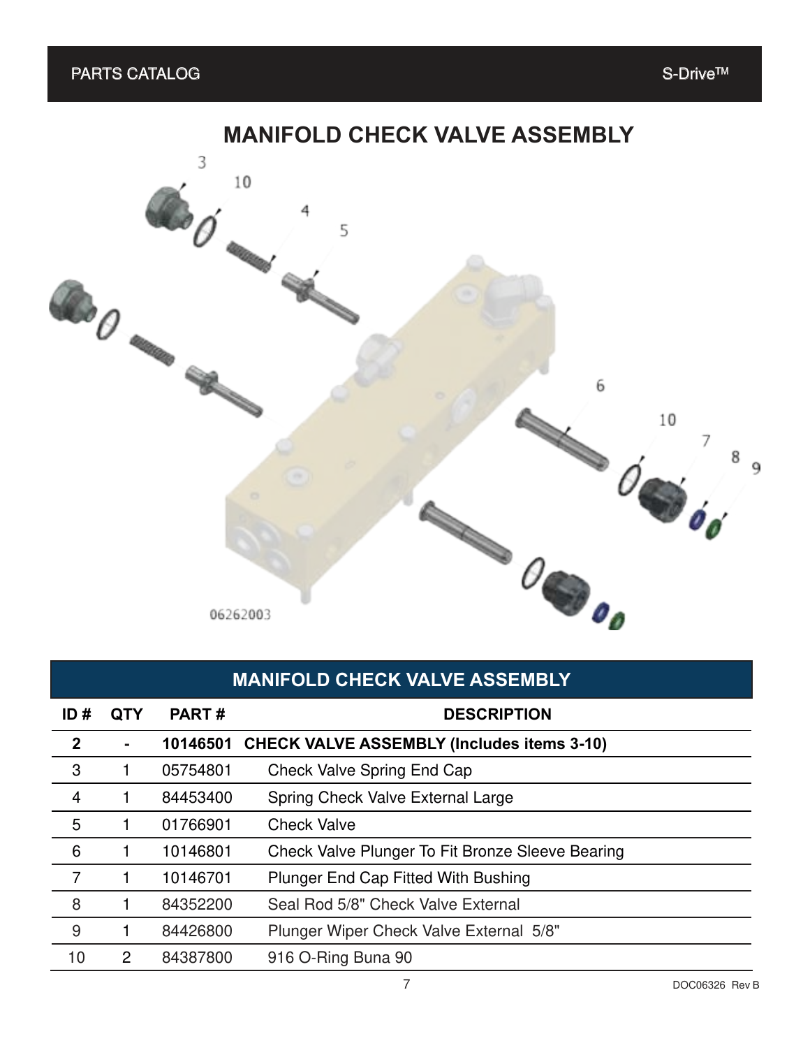# MANIFOLD CHECK VALVE ASSEMBLY

| MANIFOLD CHECK VALVE ASSEMBLY | | | |
|---|---|---|---|
| **ID #** | **QTY** | **PART #** | **DESCRIPTION** |
| **2** | **-** | **10146501** | **CHECK VALVE ASSEMBLY (Includes items 3-10)** |
| 3 | 1 | 05754801 | Check Valve Spring End Cap |
| 4 | 1 | 84453400 | Spring Check Valve External Large |
| 5 | 1 | 01766901 | Check Valve |
| 6 | 1 | 10146801 | Check Valve Plunger To Fit Bronze Sleeve Bearing |
| 7 | 1 | 10146701 | Plunger End Cap Fitted With Bushing |
| 8 | 1 | 84352200 | Seal Rod 5/8" Check Valve External |
| 9 | 1 | 84426800 | Plunger Wiper Check Valve External 5/8" |
| 10 | 2 | 84387800 | 916 O-Ring Buna 90 |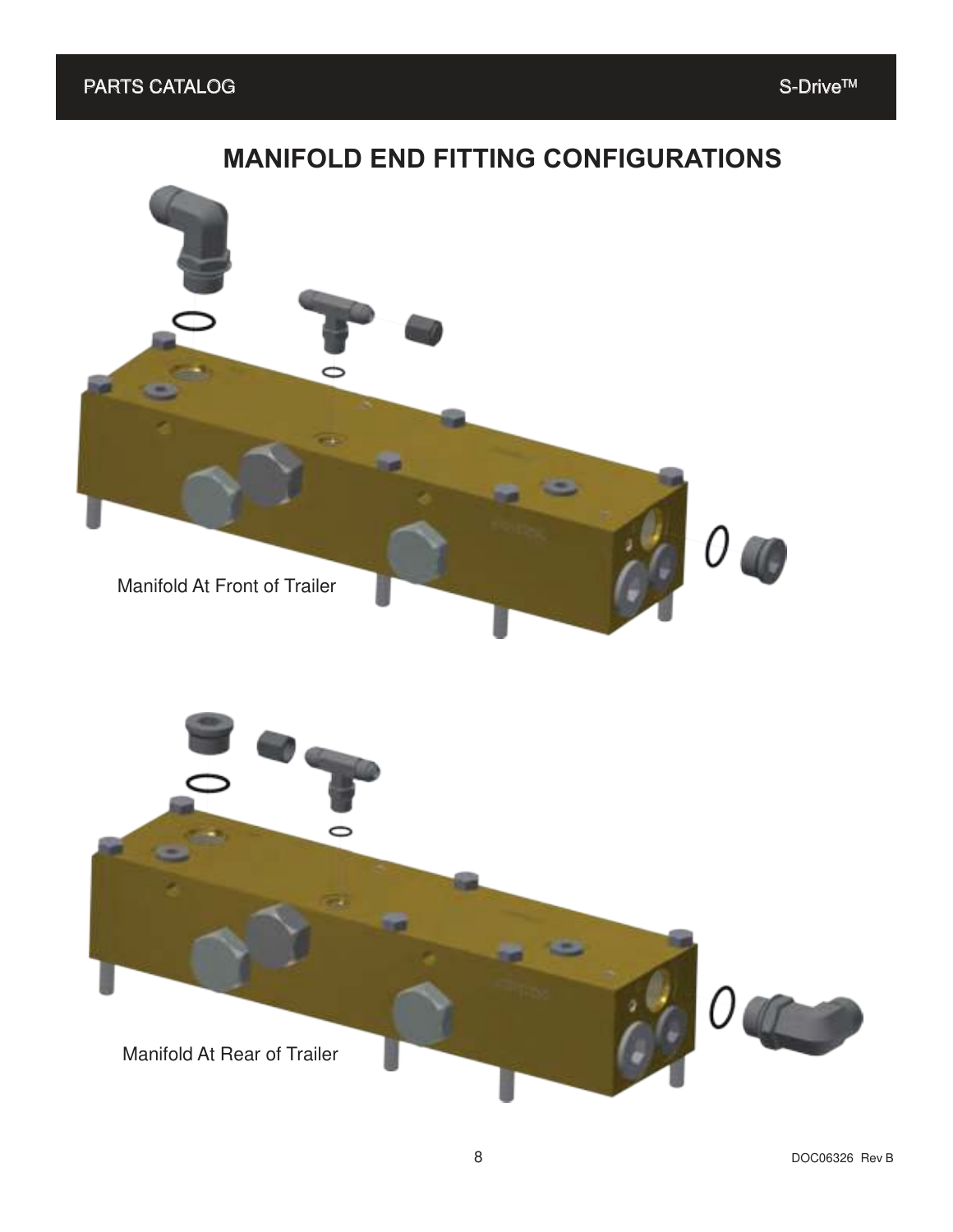# MANIFOLD END FITTING CONFIGURATIONS

Manifold At Front of Trailer

Manifold At Rear of Trailer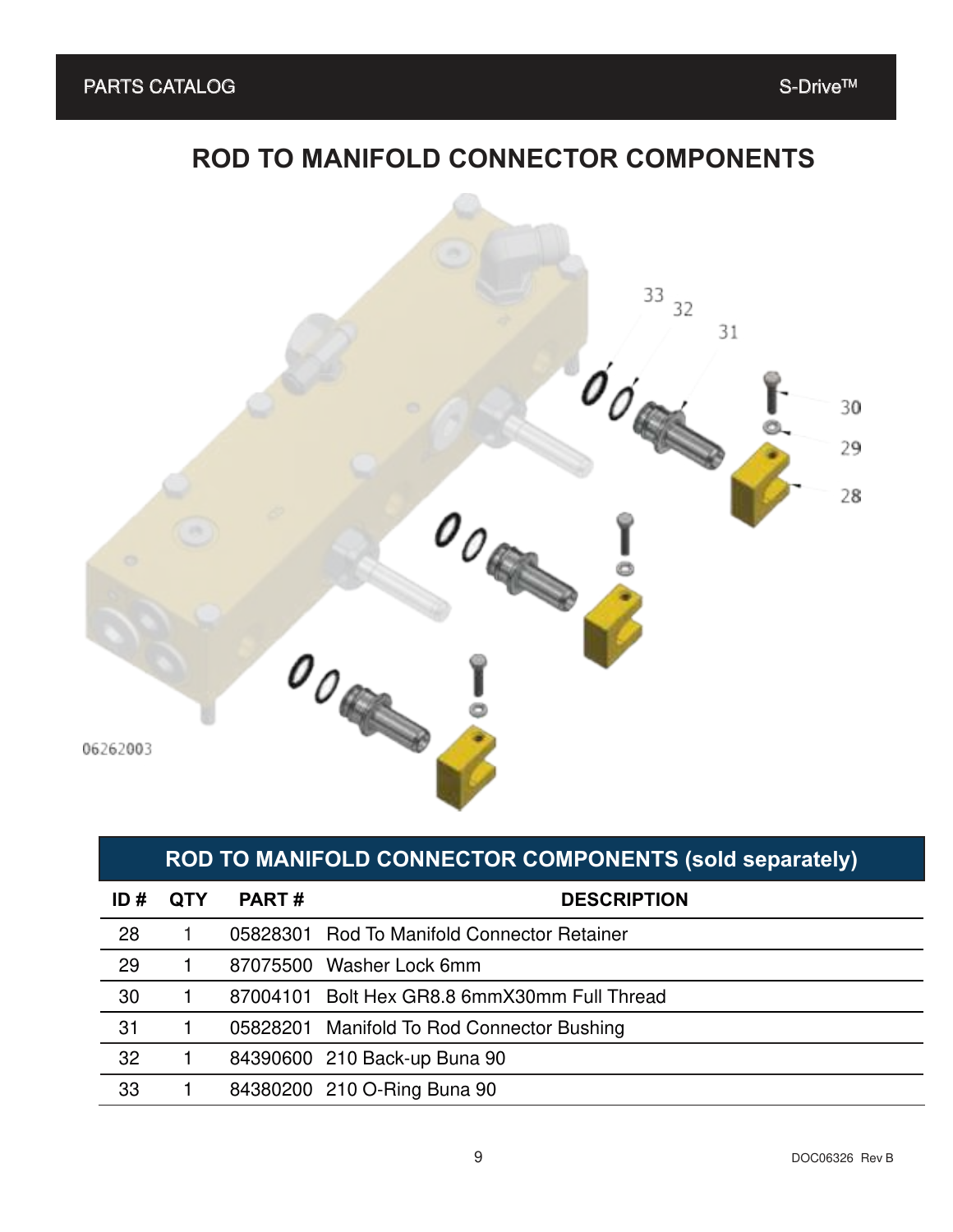# ROD TO MANIFOLD CONNECTOR COMPONENTS

06262003

| ROD TO MANIFOLD CONNECTOR COMPONENTS (sold separately) | | | |
|---|---|---|---|
| **ID #** | **QTY** | **PART #** | **DESCRIPTION** |
| 28 | 1 | 05828301 | Rod To Manifold Connector Retainer |
| 29 | 1 | 87075500 | Washer Lock 6mm |
| 30 | 1 | 87004101 | Bolt Hex GR8.8 6mmX30mm Full Thread |
| 31 | 1 | 05828201 | Manifold To Rod Connector Bushing |
| 32 | 1 | 84390600 | 210 Back-up Buna 90 |
| 33 | 1 | 84380200 | 210 O-Ring Buna 90 |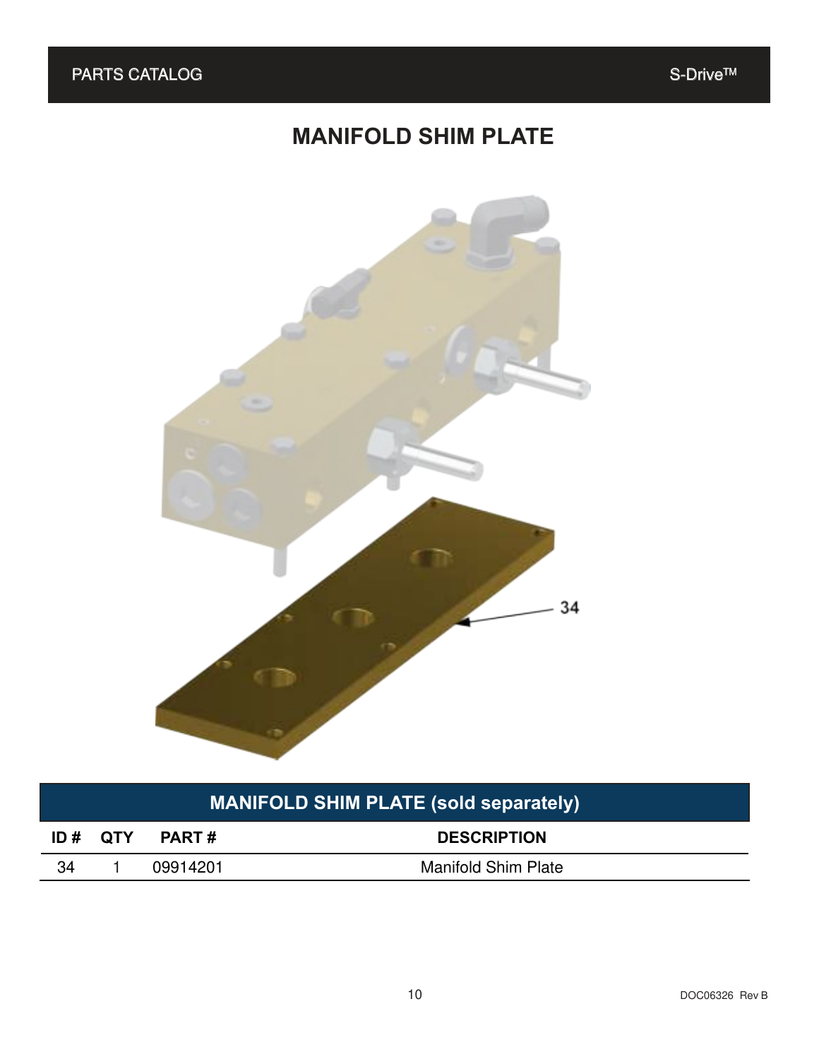# MANIFOLD SHIM PLATE

| MANIFOLD SHIM PLATE (sold separately) | | | |
|---|---|---|---|
| ID # | QTY | PART # | DESCRIPTION |
| 34 | 1 | 09914201 | Manifold Shim Plate |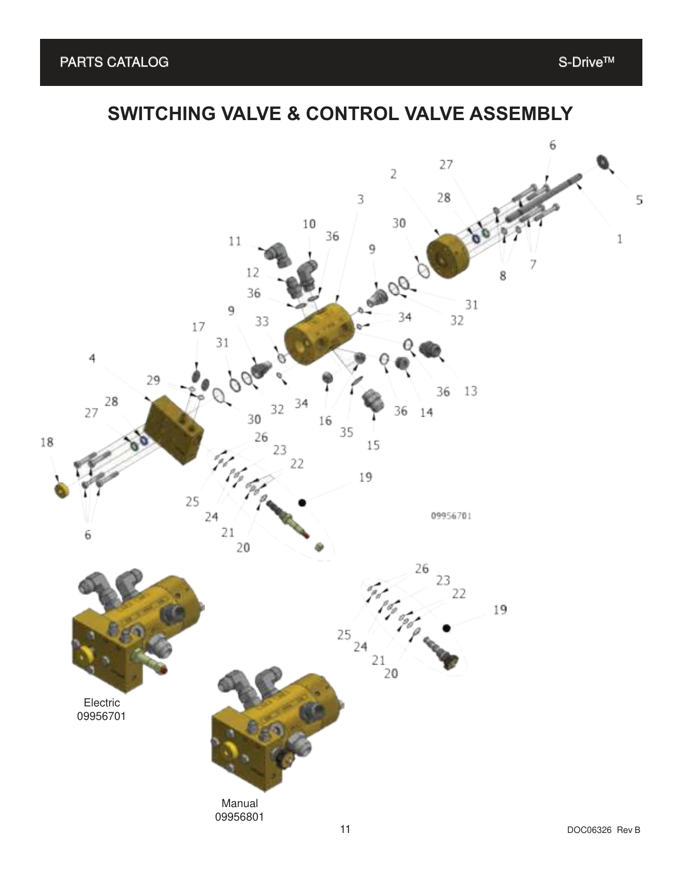# SWITCHING VALVE & CONTROL VALVE ASSEMBLY

Electric
09956701

Manual
09956801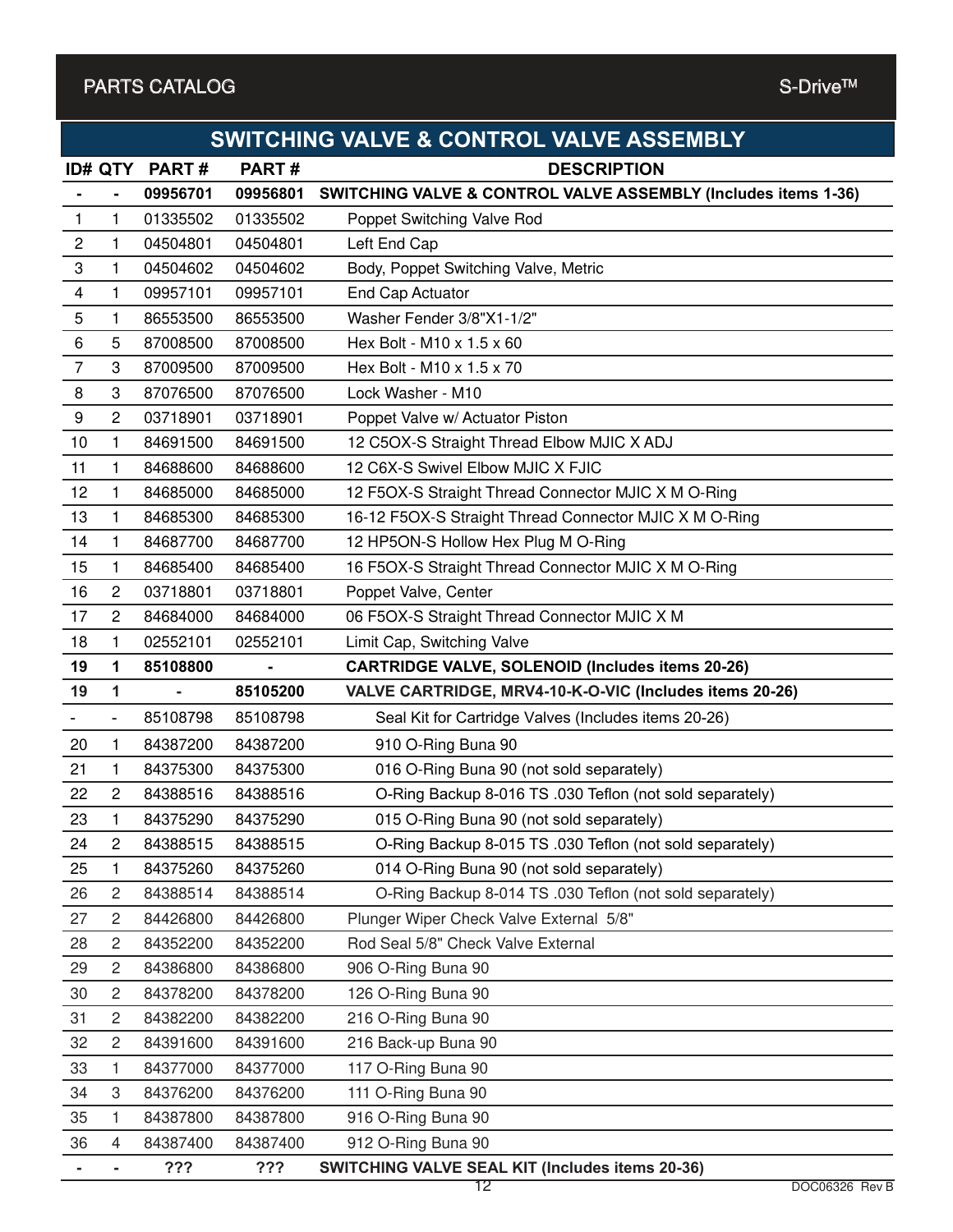## SWITCHING VALVE & CONTROL VALVE ASSEMBLY

| ID# | QTY | PART # | PART # | DESCRIPTION |
|---|---|---|---|---|
| **-** | **-** | **09956701** | **09956801** | **SWITCHING VALVE & CONTROL VALVE ASSEMBLY (Includes items 1-36)** |
| 1 | 1 | 01335502 | 01335502 | Poppet Switching Valve Rod |
| 2 | 1 | 04504801 | 04504801 | Left End Cap |
| 3 | 1 | 04504602 | 04504602 | Body, Poppet Switching Valve, Metric |
| 4 | 1 | 09957101 | 09957101 | End Cap Actuator |
| 5 | 1 | 86553500 | 86553500 | Washer Fender 3/8"X1-1/2" |
| 6 | 5 | 87008500 | 87008500 | Hex Bolt - M10 x 1.5 x 60 |
| 7 | 3 | 87009500 | 87009500 | Hex Bolt - M10 x 1.5 x 70 |
| 8 | 3 | 87076500 | 87076500 | Lock Washer - M10 |
| 9 | 2 | 03718901 | 03718901 | Poppet Valve w/ Actuator Piston |
| 10 | 1 | 84691500 | 84691500 | 12 C5OX-S Straight Thread Elbow MJIC X ADJ |
| 11 | 1 | 84688600 | 84688600 | 12 C6X-S Swivel Elbow MJIC X FJIC |
| 12 | 1 | 84685000 | 84685000 | 12 F5OX-S Straight Thread Connector MJIC X M O-Ring |
| 13 | 1 | 84685300 | 84685300 | 16-12 F5OX-S Straight Thread Connector MJIC X M O-Ring |
| 14 | 1 | 84687700 | 84687700 | 12 HP5ON-S Hollow Hex Plug M O-Ring |
| 15 | 1 | 84685400 | 84685400 | 16 F5OX-S Straight Thread Connector MJIC X M O-Ring |
| 16 | 2 | 03718801 | 03718801 | Poppet Valve, Center |
| 17 | 2 | 84684000 | 84684000 | 06 F5OX-S Straight Thread Connector MJIC X M |
| 18 | 1 | 02552101 | 02552101 | Limit Cap, Switching Valve |
| **19** | **1** | **85108800** | **-** | **CARTRIDGE VALVE, SOLENOID (Includes items 20-26)** |
| **19** | **1** | **-** | **85105200** | **VALVE CARTRIDGE, MRV4-10-K-O-VIC (Includes items 20-26)** |
| - | - | 85108798 | 85108798 | Seal Kit for Cartridge Valves (Includes items 20-26) |
| 20 | 1 | 84387200 | 84387200 | 910 O-Ring Buna 90 |
| 21 | 1 | 84375300 | 84375300 | 016 O-Ring Buna 90 (not sold separately) |
| 22 | 2 | 84388516 | 84388516 | O-Ring Backup 8-016 TS .030 Teflon (not sold separately) |
| 23 | 1 | 84375290 | 84375290 | 015 O-Ring Buna 90 (not sold separately) |
| 24 | 2 | 84388515 | 84388515 | O-Ring Backup 8-015 TS .030 Teflon (not sold separately) |
| 25 | 1 | 84375260 | 84375260 | 014 O-Ring Buna 90 (not sold separately) |
| 26 | 2 | 84388514 | 84388514 | O-Ring Backup 8-014 TS .030 Teflon (not sold separately) |
| 27 | 2 | 84426800 | 84426800 | Plunger Wiper Check Valve External 5/8" |
| 28 | 2 | 84352200 | 84352200 | Rod Seal 5/8" Check Valve External |
| 29 | 2 | 84386800 | 84386800 | 906 O-Ring Buna 90 |
| 30 | 2 | 84378200 | 84378200 | 126 O-Ring Buna 90 |
| 31 | 2 | 84382200 | 84382200 | 216 O-Ring Buna 90 |
| 32 | 2 | 84391600 | 84391600 | 216 Back-up Buna 90 |
| 33 | 1 | 84377000 | 84377000 | 117 O-Ring Buna 90 |
| 34 | 3 | 84376200 | 84376200 | 111 O-Ring Buna 90 |
| 35 | 1 | 84387800 | 84387800 | 916 O-Ring Buna 90 |
| 36 | 4 | 84387400 | 84387400 | 912 O-Ring Buna 90 |
| **-** | **-** | **???** | **???** | **SWITCHING VALVE SEAL KIT (Includes items 20-36)** |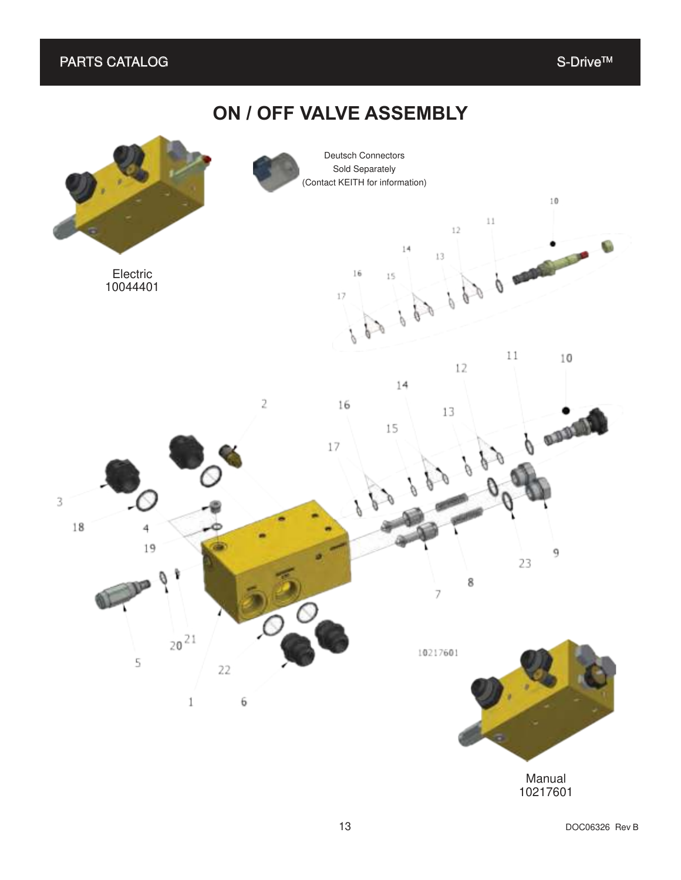# ON / OFF VALVE ASSEMBLY

Deutsch Connectors
Sold Separately
(Contact KEITH for information)

Electric
10044401

Manual
10217601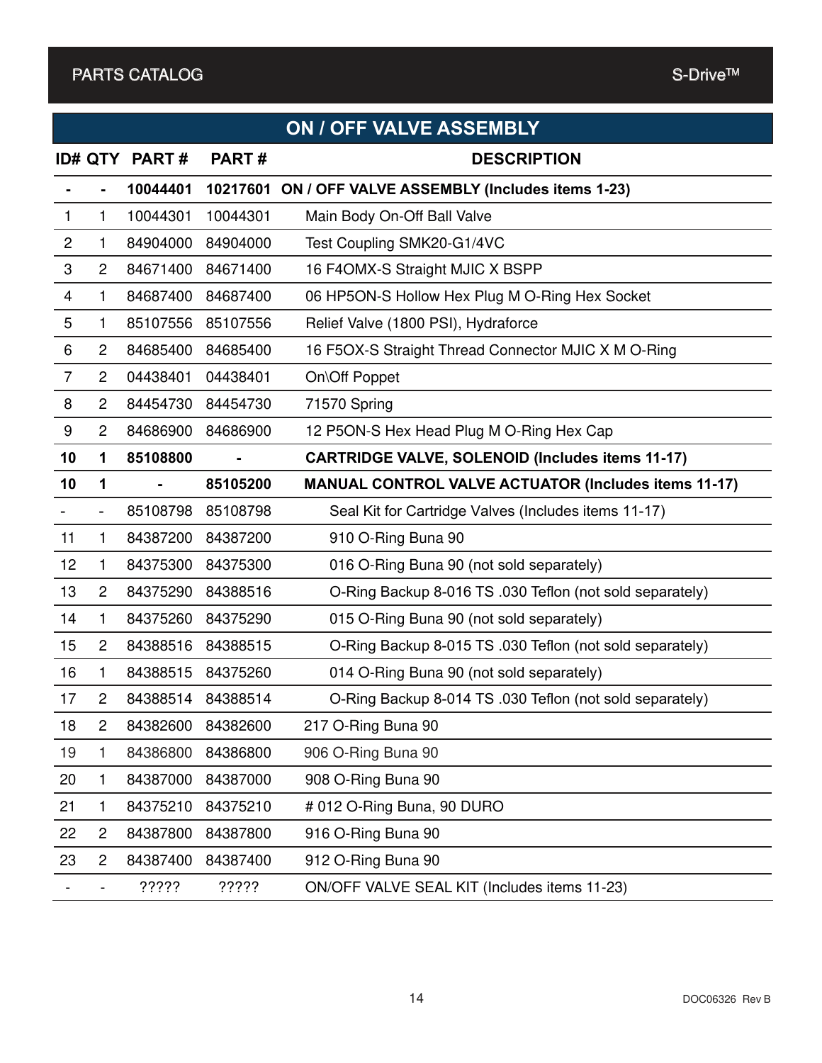## ON / OFF VALVE ASSEMBLY

| ID# | QTY | PART # | PART # | DESCRIPTION |
|---|---|---|---|---|
| **-** | **-** | **10044401** | **10217601** | **ON / OFF VALVE ASSEMBLY (Includes items 1-23)** |
| 1 | 1 | 10044301 | 10044301 | Main Body On-Off Ball Valve |
| 2 | 1 | 84904000 | 84904000 | Test Coupling SMK20-G1/4VC |
| 3 | 2 | 84671400 | 84671400 | 16 F4OMX-S Straight MJIC X BSPP |
| 4 | 1 | 84687400 | 84687400 | 06 HP5ON-S Hollow Hex Plug M O-Ring Hex Socket |
| 5 | 1 | 85107556 | 85107556 | Relief Valve (1800 PSI), Hydraforce |
| 6 | 2 | 84685400 | 84685400 | 16 F5OX-S Straight Thread Connector MJIC X M O-Ring |
| 7 | 2 | 04438401 | 04438401 | On\Off Poppet |
| 8 | 2 | 84454730 | 84454730 | 71570 Spring |
| 9 | 2 | 84686900 | 84686900 | 12 P5ON-S Hex Head Plug M O-Ring Hex Cap |
| **10** | **1** | **85108800** | **-** | **CARTRIDGE VALVE, SOLENOID (Includes items 11-17)** |
| **10** | **1** | **-** | **85105200** | **MANUAL CONTROL VALVE ACTUATOR (Includes items 11-17)** |
| - | - | 85108798 | 85108798 | Seal Kit for Cartridge Valves (Includes items 11-17) |
| 11 | 1 | 84387200 | 84387200 | 910 O-Ring Buna 90 |
| 12 | 1 | 84375300 | 84375300 | 016 O-Ring Buna 90 (not sold separately) |
| 13 | 2 | 84375290 | 84388516 | O-Ring Backup 8-016 TS .030 Teflon (not sold separately) |
| 14 | 1 | 84375260 | 84375290 | 015 O-Ring Buna 90 (not sold separately) |
| 15 | 2 | 84388516 | 84388515 | O-Ring Backup 8-015 TS .030 Teflon (not sold separately) |
| 16 | 1 | 84388515 | 84375260 | 014 O-Ring Buna 90 (not sold separately) |
| 17 | 2 | 84388514 | 84388514 | O-Ring Backup 8-014 TS .030 Teflon (not sold separately) |
| 18 | 2 | 84382600 | 84382600 | 217 O-Ring Buna 90 |
| 19 | 1 | 84386800 | 84386800 | 906 O-Ring Buna 90 |
| 20 | 1 | 84387000 | 84387000 | 908 O-Ring Buna 90 |
| 21 | 1 | 84375210 | 84375210 | # 012 O-Ring Buna, 90 DURO |
| 22 | 2 | 84387800 | 84387800 | 916 O-Ring Buna 90 |
| 23 | 2 | 84387400 | 84387400 | 912 O-Ring Buna 90 |
| - | - | ????? | ????? | ON/OFF VALVE SEAL KIT (Includes items 11-23) |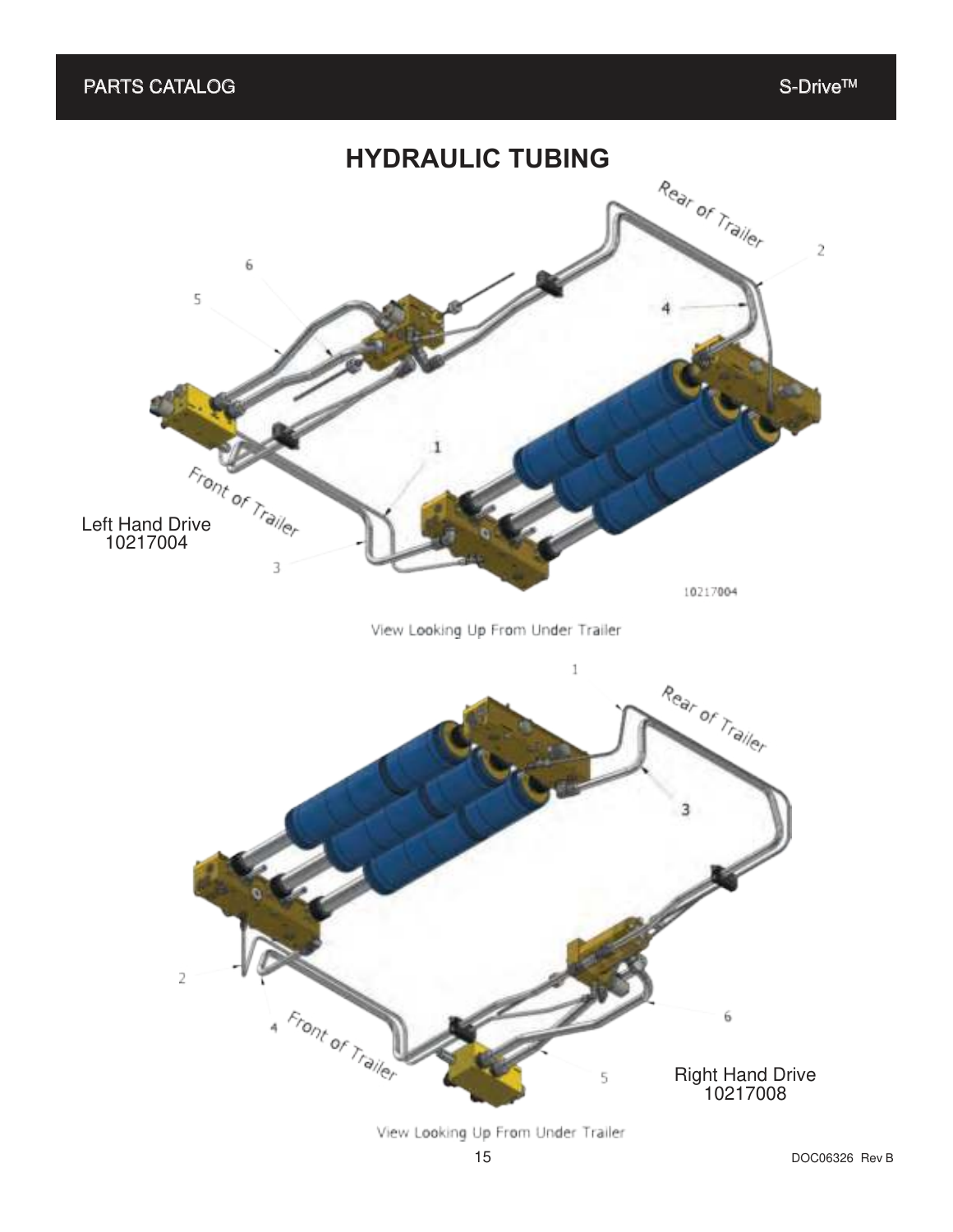# HYDRAULIC TUBING

Rear of Trailer

Front of Trailer

Left Hand Drive
10217004

10217004

View Looking Up From Under Trailer

Rear of Trailer

Front of Trailer

Right Hand Drive
10217008

View Looking Up From Under Trailer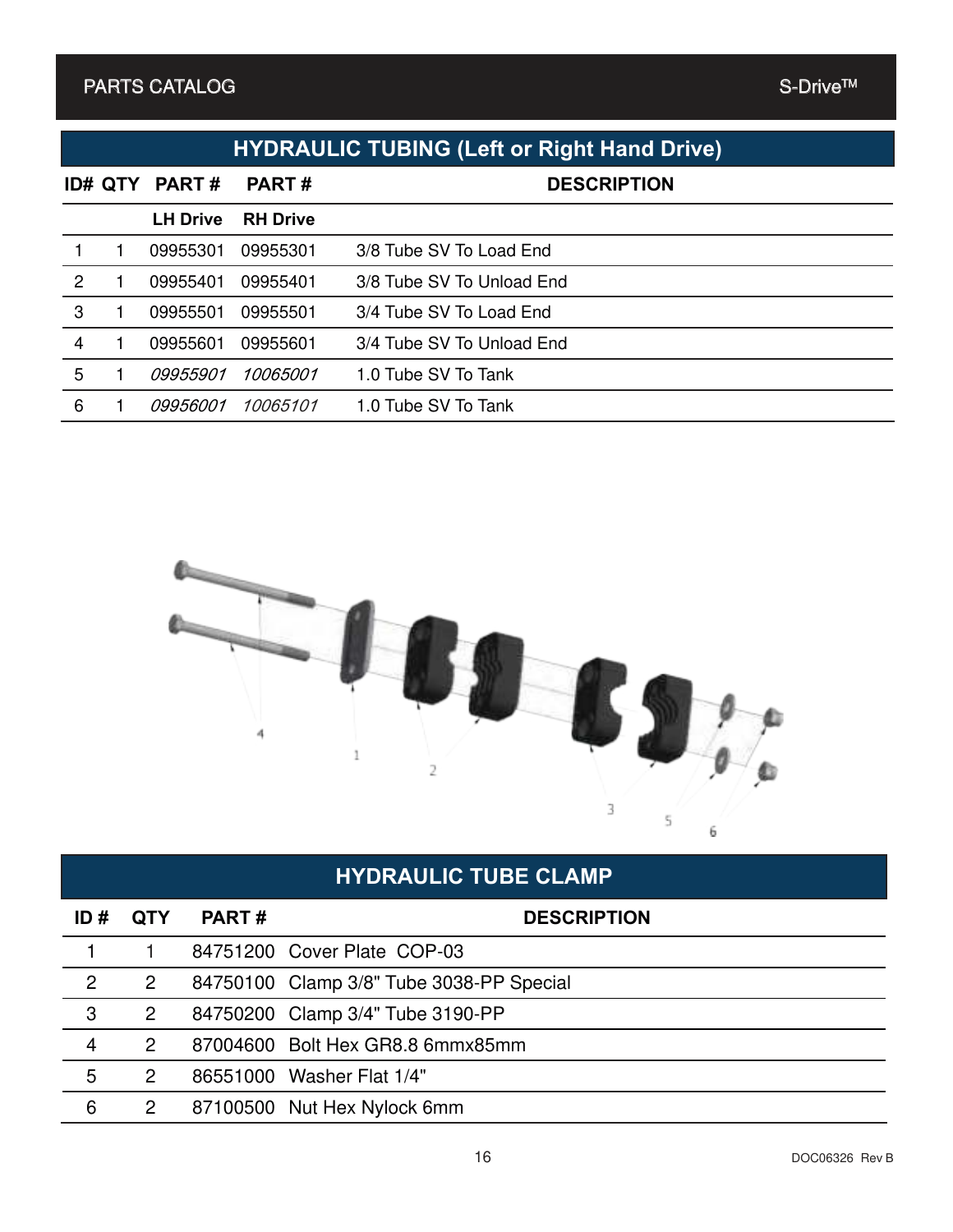## HYDRAULIC TUBING (Left or Right Hand Drive)

| ID# | QTY | PART # | PART # | DESCRIPTION |
|---|---|---|---|---|
| | | **LH Drive** | **RH Drive** | |
| 1 | 1 | 09955301 | 09955301 | 3/8 Tube SV To Load End |
| 2 | 1 | 09955401 | 09955401 | 3/8 Tube SV To Unload End |
| 3 | 1 | 09955501 | 09955501 | 3/4 Tube SV To Load End |
| 4 | 1 | 09955601 | 09955601 | 3/4 Tube SV To Unload End |
| 5 | 1 | *09955901* | *10065001* | 1.0 Tube SV To Tank |
| 6 | 1 | *09956001* | *10065101* | 1.0 Tube SV To Tank |

4
1
2
3
5
6

## HYDRAULIC TUBE CLAMP

| ID # | QTY | PART # | DESCRIPTION |
|---|---|---|---|
| 1 | 1 | 84751200 | Cover Plate COP-03 |
| 2 | 2 | 84750100 | Clamp 3/8" Tube 3038-PP Special |
| 3 | 2 | 84750200 | Clamp 3/4" Tube 3190-PP |
| 4 | 2 | 87004600 | Bolt Hex GR8.8 6mmx85mm |
| 5 | 2 | 86551000 | Washer Flat 1/4" |
| 6 | 2 | 87100500 | Nut Hex Nylock 6mm |